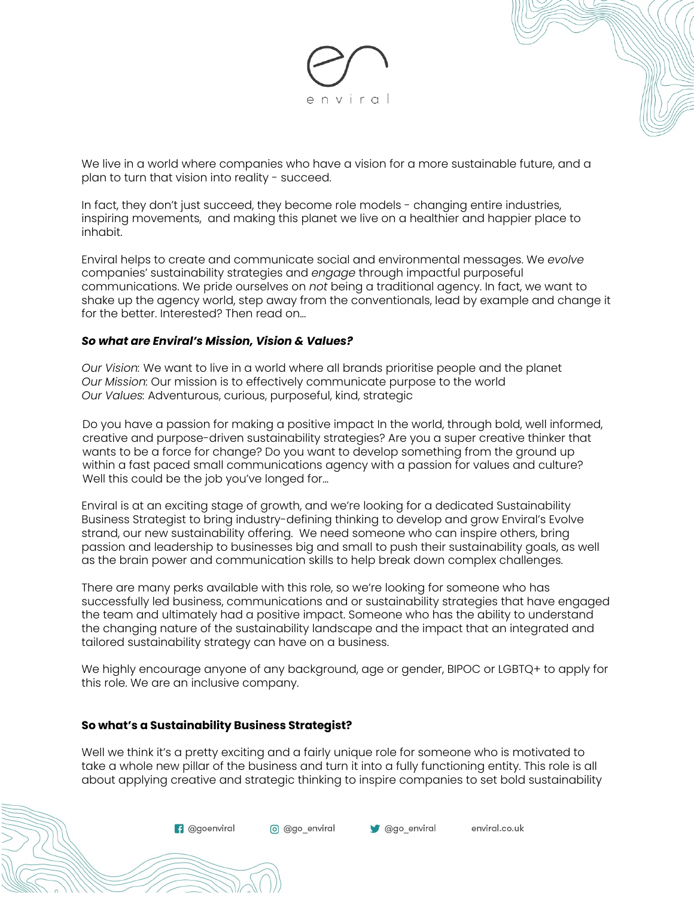We live in a world where companies who have a vision for a more sustainable future, and a plan to turn that vision into reality - succeed.

In fact, they don't just succeed, they become role models - changing entire industries, inspiring movements, and making this planet we live on a healthier and happier place to inhabit.

Enviral helps to create and communicate social and environmental messages. We *evolve* companies' sustainability strategies and *engage* through impactful purposeful communications. We pride ourselves on *not* being a traditional agency. In fact, we want to shake up the agency world, step away from the conventionals, lead by example and change it for the better. Interested? Then read on...

### *So what are Enviral's Mission, Vision & Values?*

*Our Vision*: We want to live in a world where all brands prioritise people and the planet
*Our Mission*: Our mission is to effectively communicate purpose to the world
*Our Values*: Adventurous, curious, purposeful, kind, strategic

Do you have a passion for making a positive impact In the world, through bold, well informed, creative and purpose-driven sustainability strategies? Are you a super creative thinker that wants to be a force for change? Do you want to develop something from the ground up within a fast paced small communications agency with a passion for values and culture? Well this could be the job you've longed for...

Enviral is at an exciting stage of growth, and we're looking for a dedicated Sustainability Business Strategist to bring industry-defining thinking to develop and grow Enviral's Evolve strand, our new sustainability offering. We need someone who can inspire others, bring passion and leadership to businesses big and small to push their sustainability goals, as well as the brain power and communication skills to help break down complex challenges.

There are many perks available with this role, so we're looking for someone who has successfully led business, communications and or sustainability strategies that have engaged the team and ultimately had a positive impact. Someone who has the ability to understand the changing nature of the sustainability landscape and the impact that an integrated and tailored sustainability strategy can have on a business.

We highly encourage anyone of any background, age or gender, BIPOC or LGBTQ+ to apply for this role. We are an inclusive company.

### So what's a Sustainability Business Strategist?

Well we think it's a pretty exciting and a fairly unique role for someone who is motivated to take a whole new pillar of the business and turn it into a fully functioning entity. This role is all about applying creative and strategic thinking to inspire companies to set bold sustainability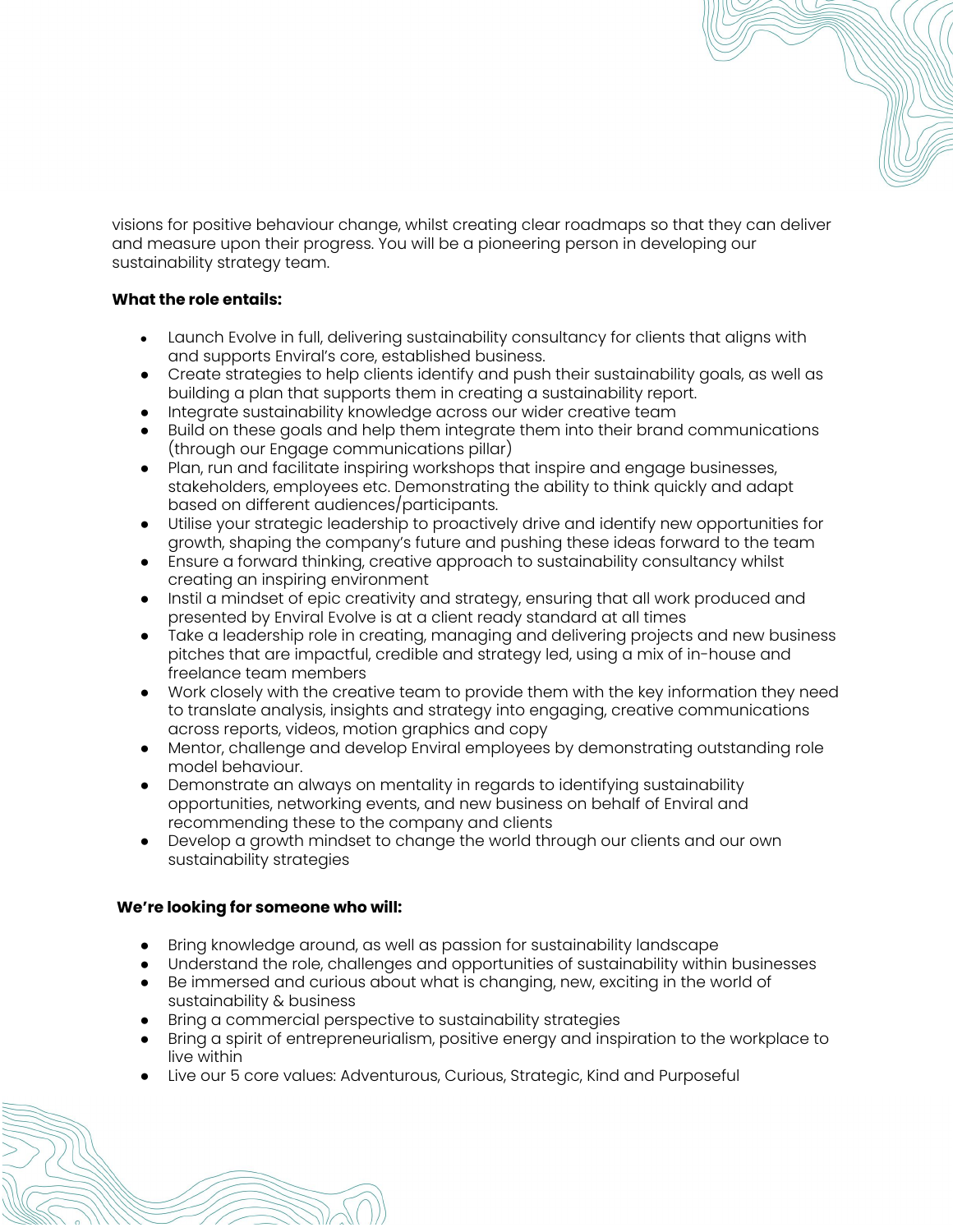visions for positive behaviour change, whilst creating clear roadmaps so that they can deliver and measure upon their progress. You will be a pioneering person in developing our sustainability strategy team.

**What the role entails:**

- Launch Evolve in full, delivering sustainability consultancy for clients that aligns with and supports Enviral's core, established business.
- Create strategies to help clients identify and push their sustainability goals, as well as building a plan that supports them in creating a sustainability report.
- Integrate sustainability knowledge across our wider creative team
- Build on these goals and help them integrate them into their brand communications (through our Engage communications pillar)
- Plan, run and facilitate inspiring workshops that inspire and engage businesses, stakeholders, employees etc. Demonstrating the ability to think quickly and adapt based on different audiences/participants.
- Utilise your strategic leadership to proactively drive and identify new opportunities for growth, shaping the company's future and pushing these ideas forward to the team
- Ensure a forward thinking, creative approach to sustainability consultancy whilst creating an inspiring environment
- Instil a mindset of epic creativity and strategy, ensuring that all work produced and presented by Enviral Evolve is at a client ready standard at all times
- Take a leadership role in creating, managing and delivering projects and new business pitches that are impactful, credible and strategy led, using a mix of in-house and freelance team members
- Work closely with the creative team to provide them with the key information they need to translate analysis, insights and strategy into engaging, creative communications across reports, videos, motion graphics and copy
- Mentor, challenge and develop Enviral employees by demonstrating outstanding role model behaviour.
- Demonstrate an always on mentality in regards to identifying sustainability opportunities, networking events, and new business on behalf of Enviral and recommending these to the company and clients
- Develop a growth mindset to change the world through our clients and our own sustainability strategies

**We're looking for someone who will:**

- Bring knowledge around, as well as passion for sustainability landscape
- Understand the role, challenges and opportunities of sustainability within businesses
- Be immersed and curious about what is changing, new, exciting in the world of sustainability & business
- Bring a commercial perspective to sustainability strategies
- Bring a spirit of entrepreneurialism, positive energy and inspiration to the workplace to live within
- Live our 5 core values: Adventurous, Curious, Strategic, Kind and Purposeful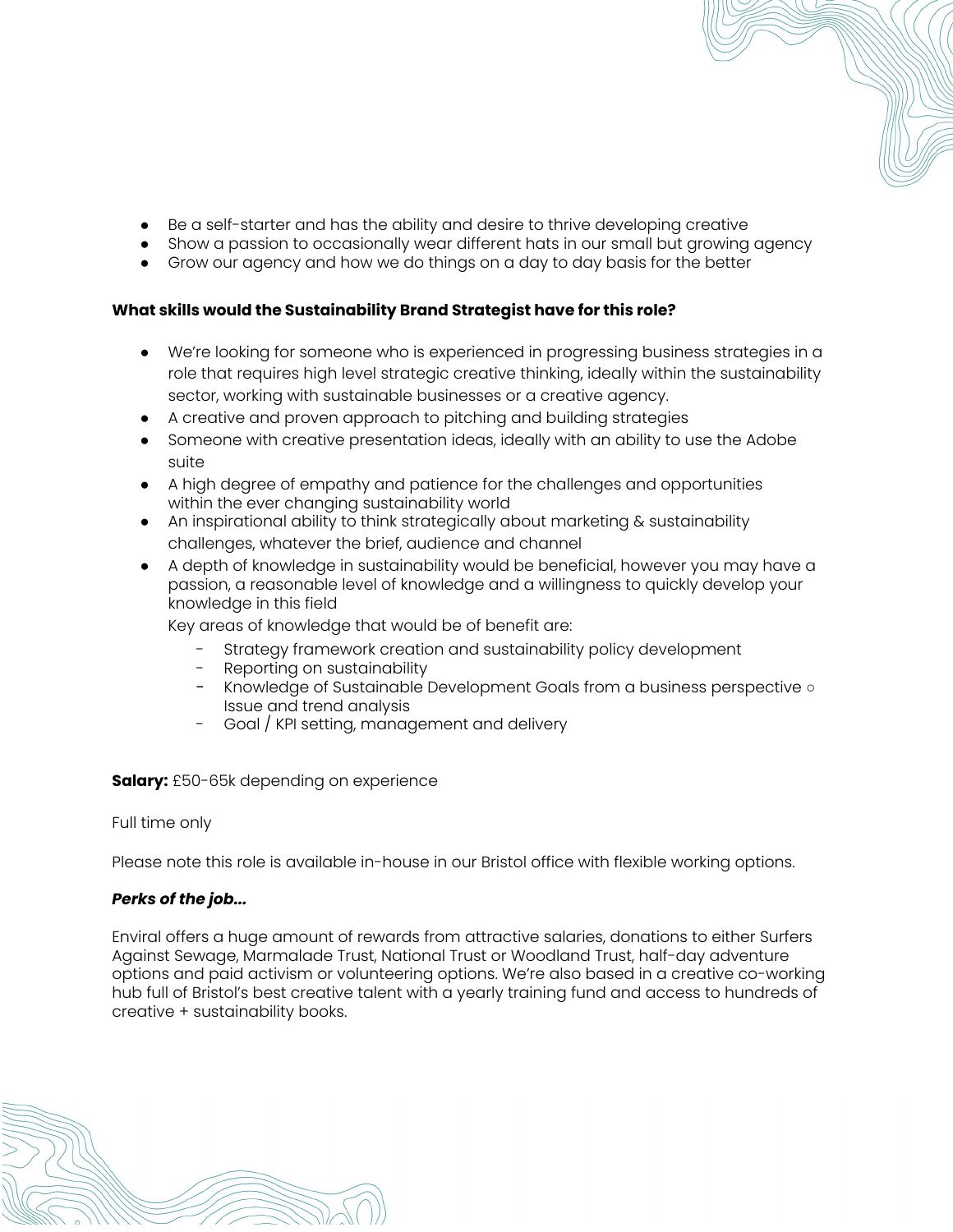- Be a self-starter and has the ability and desire to thrive developing creative
- Show a passion to occasionally wear different hats in our small but growing agency
- Grow our agency and how we do things on a day to day basis for the better

**What skills would the Sustainability Brand Strategist have for this role?**

- We're looking for someone who is experienced in progressing business strategies in a role that requires high level strategic creative thinking, ideally within the sustainability sector, working with sustainable businesses or a creative agency.
- A creative and proven approach to pitching and building strategies
- Someone with creative presentation ideas, ideally with an ability to use the Adobe suite
- A high degree of empathy and patience for the challenges and opportunities within the ever changing sustainability world
- An inspirational ability to think strategically about marketing & sustainability challenges, whatever the brief, audience and channel
- A depth of knowledge in sustainability would be beneficial, however you may have a passion, a reasonable level of knowledge and a willingness to quickly develop your knowledge in this field

  Key areas of knowledge that would be of benefit are:
  - Strategy framework creation and sustainability policy development
  - Reporting on sustainability
  - Knowledge of Sustainable Development Goals from a business perspective ○ Issue and trend analysis
  - Goal / KPI setting, management and delivery

**Salary:** £50-65k depending on experience

Full time only

Please note this role is available in-house in our Bristol office with flexible working options.

***Perks of the job…***

Enviral offers a huge amount of rewards from attractive salaries, donations to either Surfers Against Sewage, Marmalade Trust, National Trust or Woodland Trust, half-day adventure options and paid activism or volunteering options. We're also based in a creative co-working hub full of Bristol's best creative talent with a yearly training fund and access to hundreds of creative + sustainability books.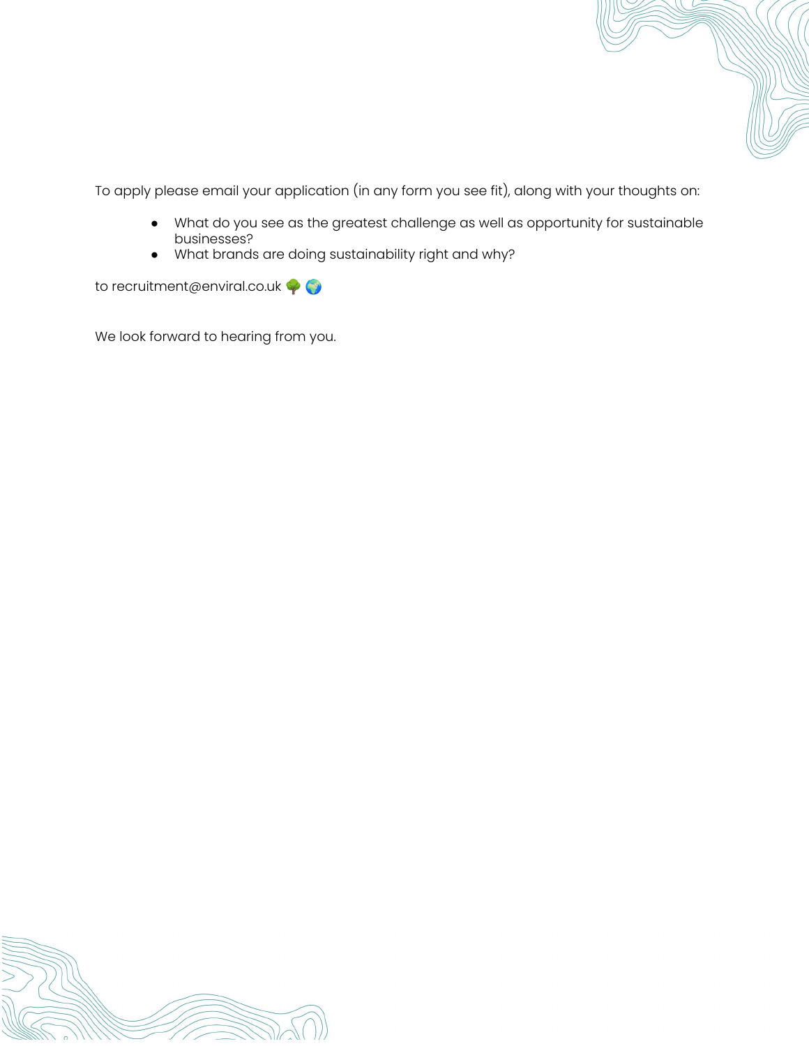To apply please email your application (in any form you see fit), along with your thoughts on:

- What do you see as the greatest challenge as well as opportunity for sustainable businesses?
- What brands are doing sustainability right and why?

to recruitment@enviral.co.uk 🌳 🌍

We look forward to hearing from you.